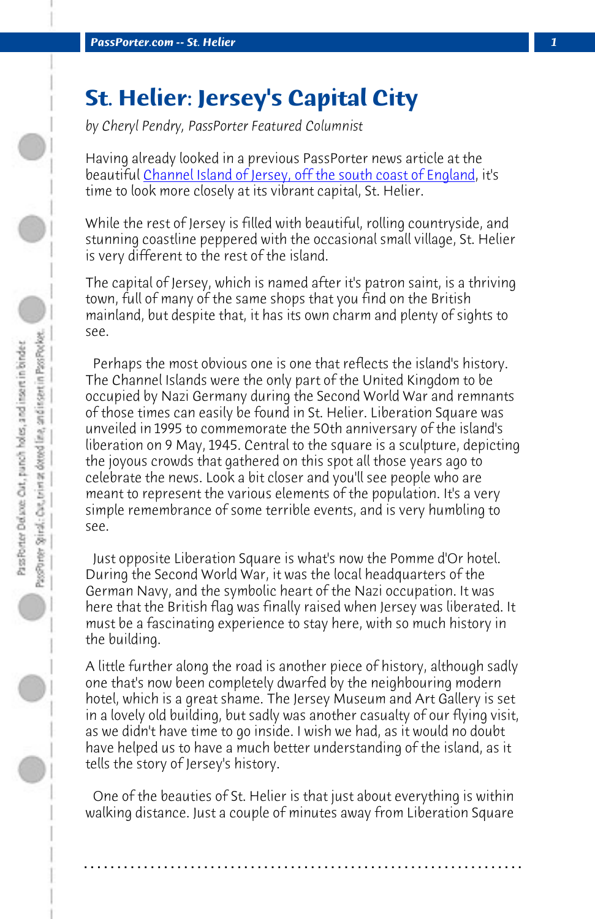# St. Helier: Jersey's Capital City

*by Cheryl Pendry, PassPorter Featured Columnist*

Having already looked in a previous PassPorter news article at the beautiful Channel Island of Jersey, off the south coast of England, it's time to look more closely at its vibrant capital, St. Helier.

While the rest of Jersey is filled with beautiful, rolling countryside, and stunning coastline peppered with the occasional small village, St. Helier is very different to the rest of the island.

The capital of Jersey, which is named after it's patron saint, is a thriving town, full of many of the same shops that you find on the British mainland, but despite that, it has its own charm and plenty of sights to see.

Perhaps the most obvious one is one that reflects the island's history. The Channel Islands were the only part of the United Kingdom to be occupied by Nazi Germany during the Second World War and remnants of those times can easily be found in St. Helier. Liberation Square was unveiled in 1995 to commemorate the 50th anniversary of the island's liberation on 9 May, 1945. Central to the square is a sculpture, depicting the joyous crowds that gathered on this spot all those years ago to celebrate the news. Look a bit closer and you'll see people who are meant to represent the various elements of the population. It's a very simple remembrance of some terrible events, and is very humbling to see.

Just opposite Liberation Square is what's now the Pomme d'Or hotel. During the Second World War, it was the local headquarters of the German Navy, and the symbolic heart of the Nazi occupation. It was here that the British flag was finally raised when Jersey was liberated. It must be a fascinating experience to stay here, with so much history in the building.

A little further along the road is another piece of history, although sadly one that's now been completely dwarfed by the neighbouring modern hotel, which is a great shame. The Jersey Museum and Art Gallery is set in a lovely old building, but sadly was another casualty of our flying visit, as we didn't have time to go inside. I wish we had, as it would no doubt have helped us to have a much better understanding of the island, as it tells the story of Jersey's history.

One of the beauties of St. Helier is that just about everything is within walking distance. Just a couple of minutes away from Liberation Square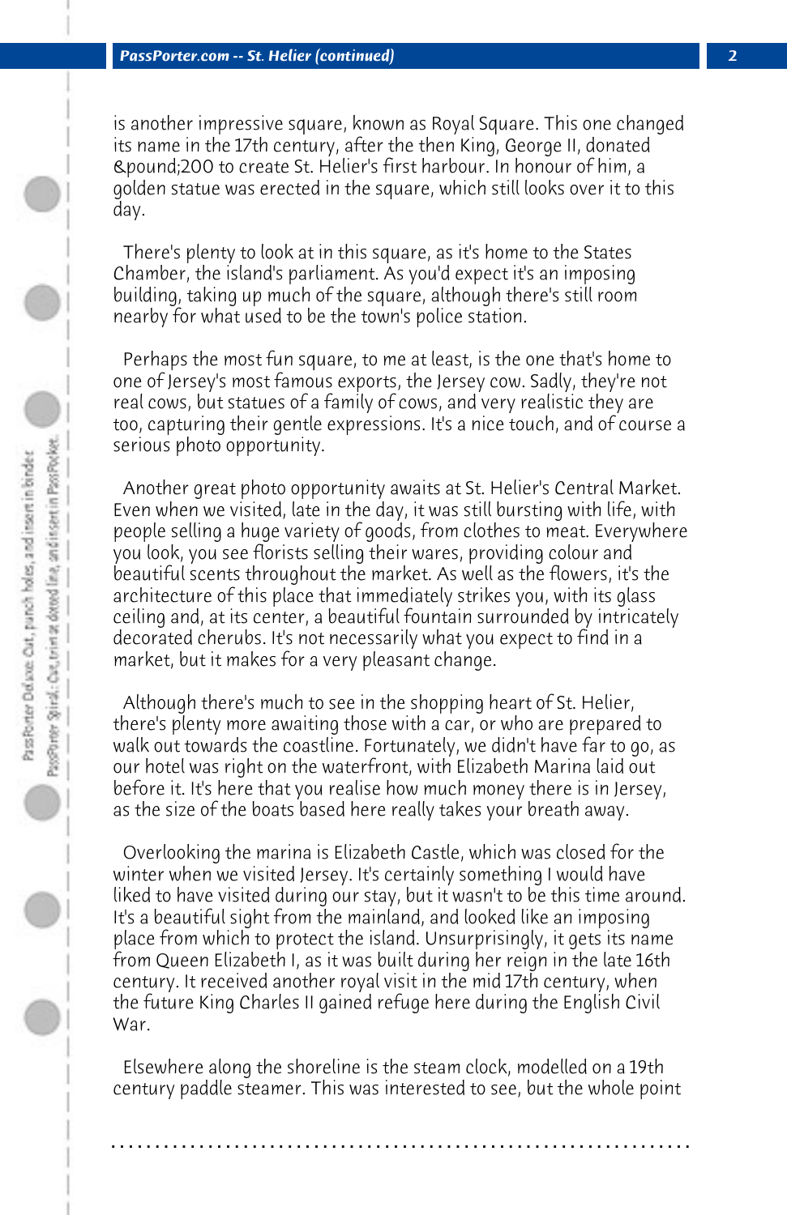is another impressive square, known as Royal Square. This one changed its name in the 17th century, after the then King, George II, donated &pound;200 to create St. Helier's first harbour. In honour of him, a golden statue was erected in the square, which still looks over it to this day.

There's plenty to look at in this square, as it's home to the States Chamber, the island's parliament. As you'd expect it's an imposing building, taking up much of the square, although there's still room nearby for what used to be the town's police station.

Perhaps the most fun square, to me at least, is the one that's home to one of Jersey's most famous exports, the Jersey cow. Sadly, they're not real cows, but statues of a family of cows, and very realistic they are too, capturing their gentle expressions. It's a nice touch, and of course a serious photo opportunity.

Another great photo opportunity awaits at St. Helier's Central Market. Even when we visited, late in the day, it was still bursting with life, with people selling a huge variety of goods, from clothes to meat. Everywhere you look, you see florists selling their wares, providing colour and beautiful scents throughout the market. As well as the flowers, it's the architecture of this place that immediately strikes you, with its glass ceiling and, at its center, a beautiful fountain surrounded by intricately decorated cherubs. It's not necessarily what you expect to find in a market, but it makes for a very pleasant change.

Although there's much to see in the shopping heart of St. Helier, there's plenty more awaiting those with a car, or who are prepared to walk out towards the coastline. Fortunately, we didn't have far to go, as our hotel was right on the waterfront, with Elizabeth Marina laid out before it. It's here that you realise how much money there is in Jersey, as the size of the boats based here really takes your breath away.

Overlooking the marina is Elizabeth Castle, which was closed for the winter when we visited Jersey. It's certainly something I would have liked to have visited during our stay, but it wasn't to be this time around. It's a beautiful sight from the mainland, and looked like an imposing place from which to protect the island. Unsurprisingly, it gets its name from Queen Elizabeth I, as it was built during her reign in the late 16th century. It received another royal visit in the mid 17th century, when the future King Charles II gained refuge here during the English Civil War.

Elsewhere along the shoreline is the steam clock, modelled on a 19th century paddle steamer. This was interested to see, but the whole point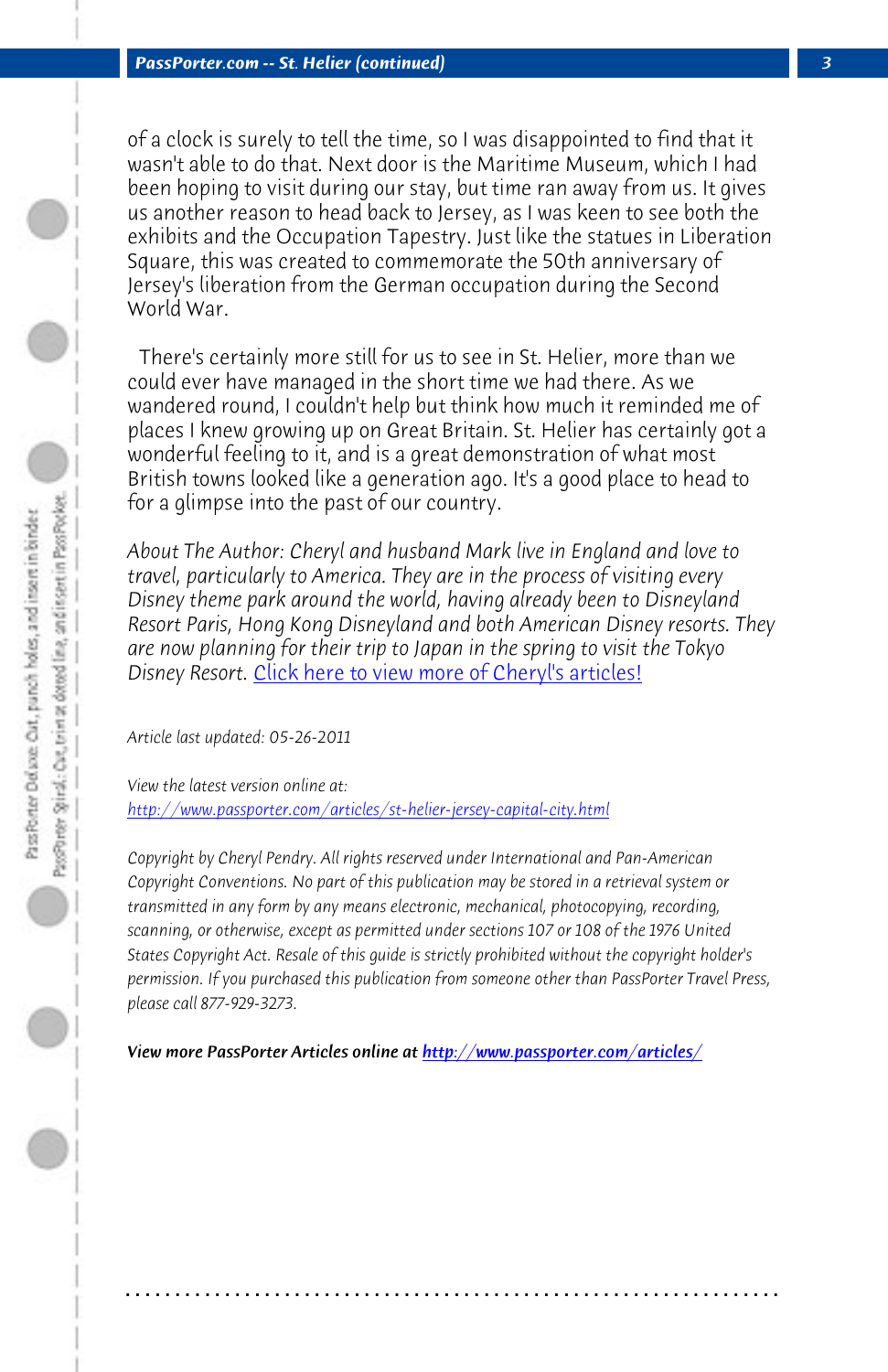of a clock is surely to tell the time, so I was disappointed to find that it wasn't able to do that. Next door is the Maritime Museum, which I had been hoping to visit during our stay, but time ran away from us. It gives us another reason to head back to Jersey, as I was keen to see both the exhibits and the Occupation Tapestry. Just like the statues in Liberation Square, this was created to commemorate the 50th anniversary of Jersey's liberation from the German occupation during the Second World War.

There's certainly more still for us to see in St. Helier, more than we could ever have managed in the short time we had there. As we wandered round, I couldn't help but think how much it reminded me of places I knew growing up on Great Britain. St. Helier has certainly got a wonderful feeling to it, and is a great demonstration of what most British towns looked like a generation ago. It's a good place to head to for a glimpse into the past of our country.

*About The Author: Cheryl and husband Mark live in England and love to travel, particularly to America. They are in the process of visiting every Disney theme park around the world, having already been to Disneyland Resort Paris, Hong Kong Disneyland and both American Disney resorts. They are now planning for their trip to Japan in the spring to visit the Tokyo Disney Resort.* [Click here to view more of Cheryl's articles!]

*Article last updated: 05-26-2011*

*View the latest version online at:*
*http://www.passporter.com/articles/st-helier-jersey-capital-city.html*

*Copyright by Cheryl Pendry. All rights reserved under International and Pan-American Copyright Conventions. No part of this publication may be stored in a retrieval system or transmitted in any form by any means electronic, mechanical, photocopying, recording, scanning, or otherwise, except as permitted under sections 107 or 108 of the 1976 United States Copyright Act. Resale of this guide is strictly prohibited without the copyright holder's permission. If you purchased this publication from someone other than PassPorter Travel Press, please call 877-929-3273.*

***View more PassPorter Articles online at http://www.passporter.com/articles/***